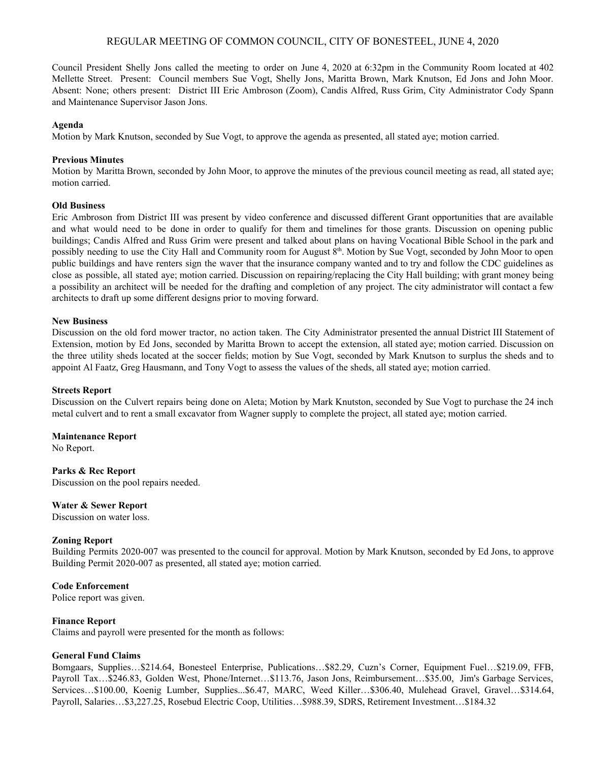# REGULAR MEETING OF COMMON COUNCIL, CITY OF BONESTEEL, JUNE 4, 2020

Council President Shelly Jons called the meeting to order on June 4, 2020 at 6:32pm in the Community Room located at 402 Mellette Street. Present: Council members Sue Vogt, Shelly Jons, Maritta Brown, Mark Knutson, Ed Jons and John Moor. Absent: None; others present: District III Eric Ambroson (Zoom), Candis Alfred, Russ Grim, City Administrator Cody Spann and Maintenance Supervisor Jason Jons.

**Agenda**
Motion by Mark Knutson, seconded by Sue Vogt, to approve the agenda as presented, all stated aye; motion carried.

**Previous Minutes**
Motion by Maritta Brown, seconded by John Moor, to approve the minutes of the previous council meeting as read, all stated aye; motion carried.

**Old Business**
Eric Ambroson from District III was present by video conference and discussed different Grant opportunities that are available and what would need to be done in order to qualify for them and timelines for those grants. Discussion on opening public buildings; Candis Alfred and Russ Grim were present and talked about plans on having Vocational Bible School in the park and possibly needing to use the City Hall and Community room for August 8th. Motion by Sue Vogt, seconded by John Moor to open public buildings and have renters sign the waver that the insurance company wanted and to try and follow the CDC guidelines as close as possible, all stated aye; motion carried. Discussion on repairing/replacing the City Hall building; with grant money being a possibility an architect will be needed for the drafting and completion of any project. The city administrator will contact a few architects to draft up some different designs prior to moving forward.

**New Business**
Discussion on the old ford mower tractor, no action taken. The City Administrator presented the annual District III Statement of Extension, motion by Ed Jons, seconded by Maritta Brown to accept the extension, all stated aye; motion carried. Discussion on the three utility sheds located at the soccer fields; motion by Sue Vogt, seconded by Mark Knutson to surplus the sheds and to appoint Al Faatz, Greg Hausmann, and Tony Vogt to assess the values of the sheds, all stated aye; motion carried.

**Streets Report**
Discussion on the Culvert repairs being done on Aleta; Motion by Mark Knutston, seconded by Sue Vogt to purchase the 24 inch metal culvert and to rent a small excavator from Wagner supply to complete the project, all stated aye; motion carried.

**Maintenance Report**
No Report.

**Parks & Rec Report**
Discussion on the pool repairs needed.

**Water & Sewer Report**
Discussion on water loss.

**Zoning Report**
Building Permits 2020-007 was presented to the council for approval. Motion by Mark Knutson, seconded by Ed Jons, to approve Building Permit 2020-007 as presented, all stated aye; motion carried.

**Code Enforcement**
Police report was given.

**Finance Report**
Claims and payroll were presented for the month as follows:

**General Fund Claims**
Bomgaars, Supplies…$214.64, Bonesteel Enterprise, Publications…$82.29, Cuzn's Corner, Equipment Fuel…$219.09, FFB, Payroll Tax…$246.83, Golden West, Phone/Internet…$113.76, Jason Jons, Reimbursement…$35.00, Jim's Garbage Services, Services…$100.00, Koenig Lumber, Supplies...$6.47, MARC, Weed Killer…$306.40, Mulehead Gravel, Gravel…$314.64, Payroll, Salaries…$3,227.25, Rosebud Electric Coop, Utilities…$988.39, SDRS, Retirement Investment…$184.32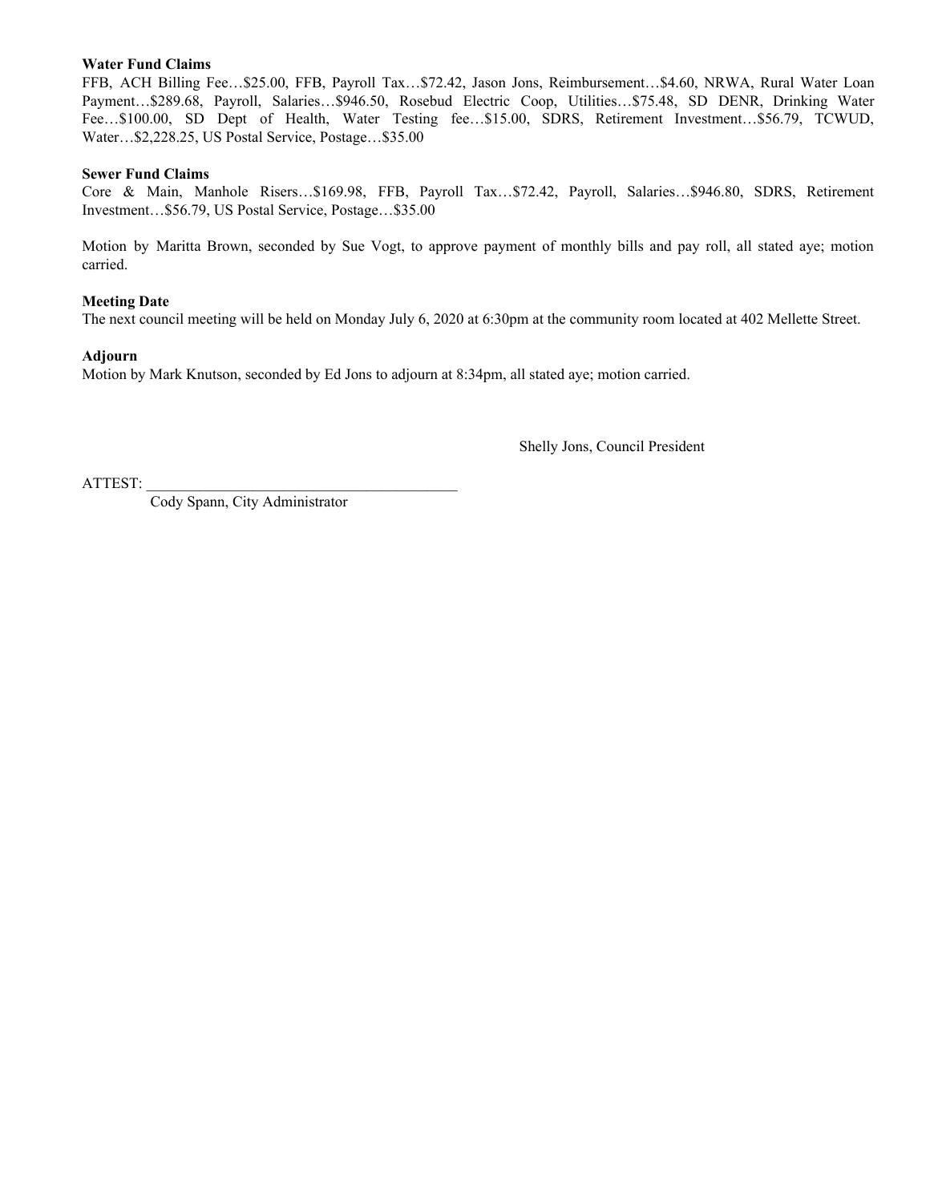**Water Fund Claims**

FFB, ACH Billing Fee…$25.00, FFB, Payroll Tax…$72.42, Jason Jons, Reimbursement…$4.60, NRWA, Rural Water Loan Payment…$289.68, Payroll, Salaries…$946.50, Rosebud Electric Coop, Utilities…$75.48, SD DENR, Drinking Water Fee…$100.00, SD Dept of Health, Water Testing fee…$15.00, SDRS, Retirement Investment…$56.79, TCWUD, Water…$2,228.25, US Postal Service, Postage…$35.00

**Sewer Fund Claims**

Core & Main, Manhole Risers…$169.98, FFB, Payroll Tax…$72.42, Payroll, Salaries…$946.80, SDRS, Retirement Investment…$56.79, US Postal Service, Postage…$35.00

Motion by Maritta Brown, seconded by Sue Vogt, to approve payment of monthly bills and pay roll, all stated aye; motion carried.

**Meeting Date**

The next council meeting will be held on Monday July 6, 2020 at 6:30pm at the community room located at 402 Mellette Street.

**Adjourn**

Motion by Mark Knutson, seconded by Ed Jons to adjourn at 8:34pm, all stated aye; motion carried.

Shelly Jons, Council President

ATTEST: ________________________________________

Cody Spann, City Administrator